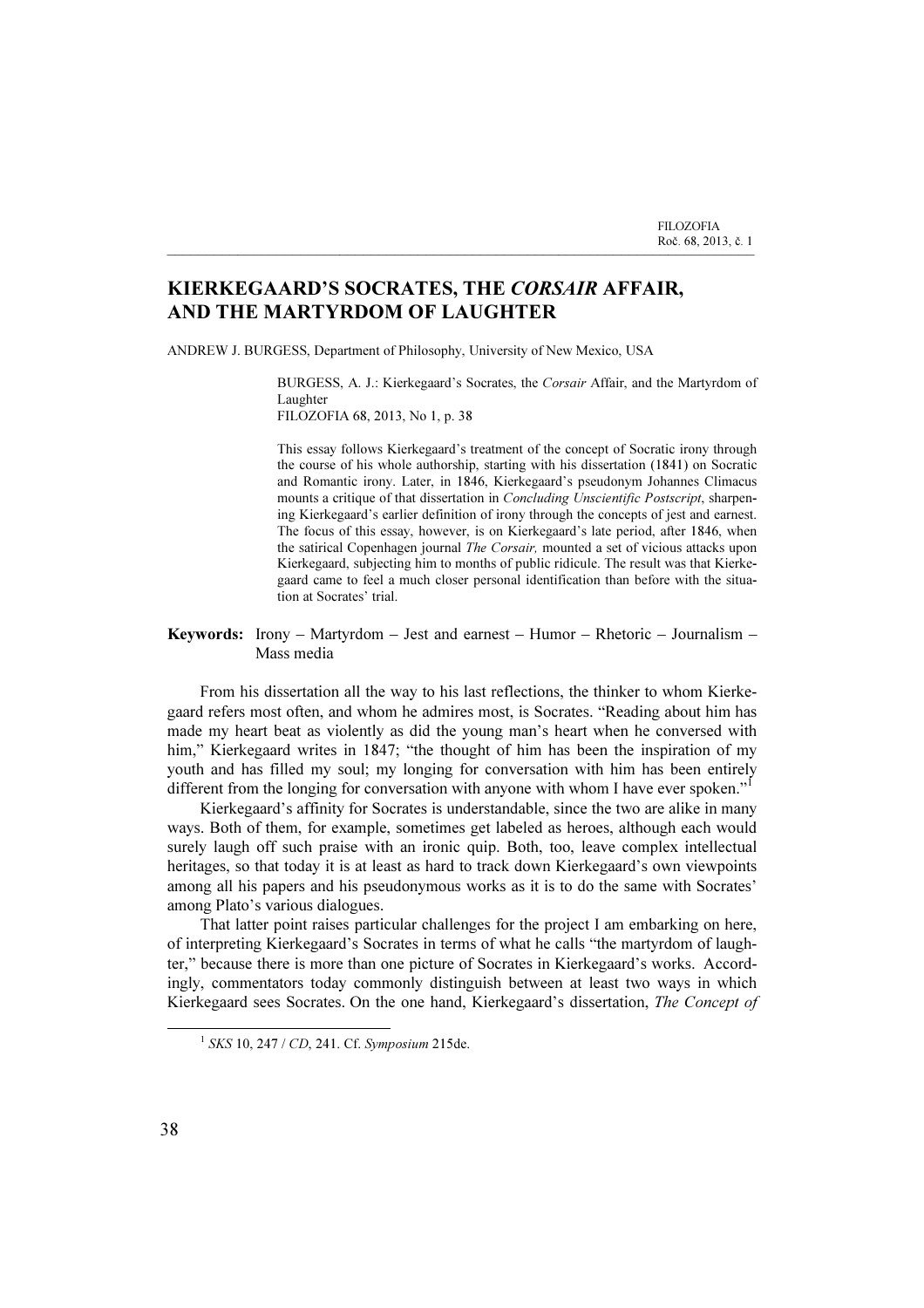# KIERKEGAARD'S SOCRATES, THE *CORSAIR* AFFAIR, AND THE MARTYRDOM OF LAUGHTER

ANDREW J. BURGESS, Department of Philosophy, University of New Mexico, USA

> BURGESS, A. J.: Kierkegaard's Socrates, the *Corsair* Affair, and the Martyrdom of Laughter
> FILOZOFIA 68, 2013, No 1, p. 38
>
> This essay follows Kierkegaard's treatment of the concept of Socratic irony through the course of his whole authorship, starting with his dissertation (1841) on Socratic and Romantic irony. Later, in 1846, Kierkegaard's pseudonym Johannes Climacus mounts a critique of that dissertation in *Concluding Unscientific Postscript*, sharpening Kierkegaard's earlier definition of irony through the concepts of jest and earnest. The focus of this essay, however, is on Kierkegaard's late period, after 1846, when the satirical Copenhagen journal *The Corsair,* mounted a set of vicious attacks upon Kierkegaard, subjecting him to months of public ridicule. The result was that Kierkegaard came to feel a much closer personal identification than before with the situation at Socrates' trial.

**Keywords:** Irony – Martyrdom – Jest and earnest – Humor – Rhetoric – Journalism – Mass media

From his dissertation all the way to his last reflections, the thinker to whom Kierkegaard refers most often, and whom he admires most, is Socrates. "Reading about him has made my heart beat as violently as did the young man's heart when he conversed with him," Kierkegaard writes in 1847; "the thought of him has been the inspiration of my youth and has filled my soul; my longing for conversation with him has been entirely different from the longing for conversation with anyone with whom I have ever spoken."[1]

Kierkegaard's affinity for Socrates is understandable, since the two are alike in many ways. Both of them, for example, sometimes get labeled as heroes, although each would surely laugh off such praise with an ironic quip. Both, too, leave complex intellectual heritages, so that today it is at least as hard to track down Kierkegaard's own viewpoints among all his papers and his pseudonymous works as it is to do the same with Socrates' among Plato's various dialogues.

That latter point raises particular challenges for the project I am embarking on here, of interpreting Kierkegaard's Socrates in terms of what he calls "the martyrdom of laughter," because there is more than one picture of Socrates in Kierkegaard's works. Accordingly, commentators today commonly distinguish between at least two ways in which Kierkegaard sees Socrates. On the one hand, Kierkegaard's dissertation, *The Concept of*

---

[1] *SKS* 10, 247 / *CD*, 241. Cf. *Symposium* 215de.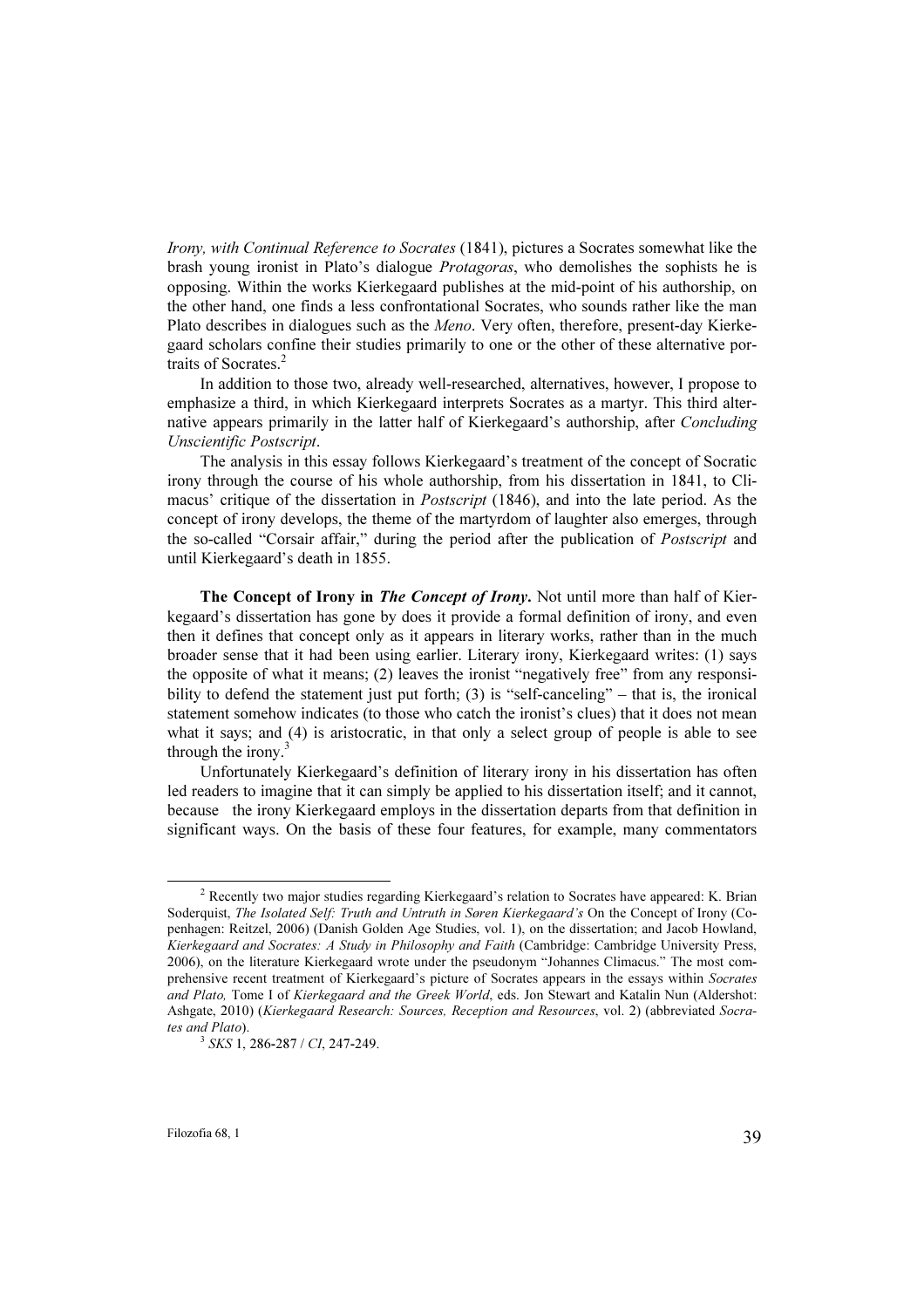*Irony, with Continual Reference to Socrates* (1841), pictures a Socrates somewhat like the brash young ironist in Plato's dialogue *Protagoras*, who demolishes the sophists he is opposing. Within the works Kierkegaard publishes at the mid-point of his authorship, on the other hand, one finds a less confrontational Socrates, who sounds rather like the man Plato describes in dialogues such as the *Meno*. Very often, therefore, present-day Kierkegaard scholars confine their studies primarily to one or the other of these alternative portraits of Socrates.[2]

In addition to those two, already well-researched, alternatives, however, I propose to emphasize a third, in which Kierkegaard interprets Socrates as a martyr. This third alternative appears primarily in the latter half of Kierkegaard's authorship, after *Concluding Unscientific Postscript*.

The analysis in this essay follows Kierkegaard's treatment of the concept of Socratic irony through the course of his whole authorship, from his dissertation in 1841, to Climacus' critique of the dissertation in *Postscript* (1846), and into the late period. As the concept of irony develops, the theme of the martyrdom of laughter also emerges, through the so-called "Corsair affair," during the period after the publication of *Postscript* and until Kierkegaard's death in 1855.

**The Concept of Irony in *The Concept of Irony*.** Not until more than half of Kierkegaard's dissertation has gone by does it provide a formal definition of irony, and even then it defines that concept only as it appears in literary works, rather than in the much broader sense that it had been using earlier. Literary irony, Kierkegaard writes: (1) says the opposite of what it means; (2) leaves the ironist "negatively free" from any responsibility to defend the statement just put forth; (3) is "self-canceling" – that is, the ironical statement somehow indicates (to those who catch the ironist's clues) that it does not mean what it says; and (4) is aristocratic, in that only a select group of people is able to see through the irony.[3]

Unfortunately Kierkegaard's definition of literary irony in his dissertation has often led readers to imagine that it can simply be applied to his dissertation itself; and it cannot, because the irony Kierkegaard employs in the dissertation departs from that definition in significant ways. On the basis of these four features, for example, many commentators

---

[2] Recently two major studies regarding Kierkegaard's relation to Socrates have appeared: K. Brian Soderquist, *The Isolated Self: Truth and Untruth in Søren Kierkegaard's* On the Concept of Irony (Copenhagen: Reitzel, 2006) (Danish Golden Age Studies, vol. 1), on the dissertation; and Jacob Howland, *Kierkegaard and Socrates: A Study in Philosophy and Faith* (Cambridge: Cambridge University Press, 2006), on the literature Kierkegaard wrote under the pseudonym "Johannes Climacus." The most comprehensive recent treatment of Kierkegaard's picture of Socrates appears in the essays within *Socrates and Plato,* Tome I of *Kierkegaard and the Greek World*, eds. Jon Stewart and Katalin Nun (Aldershot: Ashgate, 2010) (*Kierkegaard Research: Sources, Reception and Resources*, vol. 2) (abbreviated *Socrates and Plato*).

[3] *SKS* 1, 286-287 / *CI*, 247-249.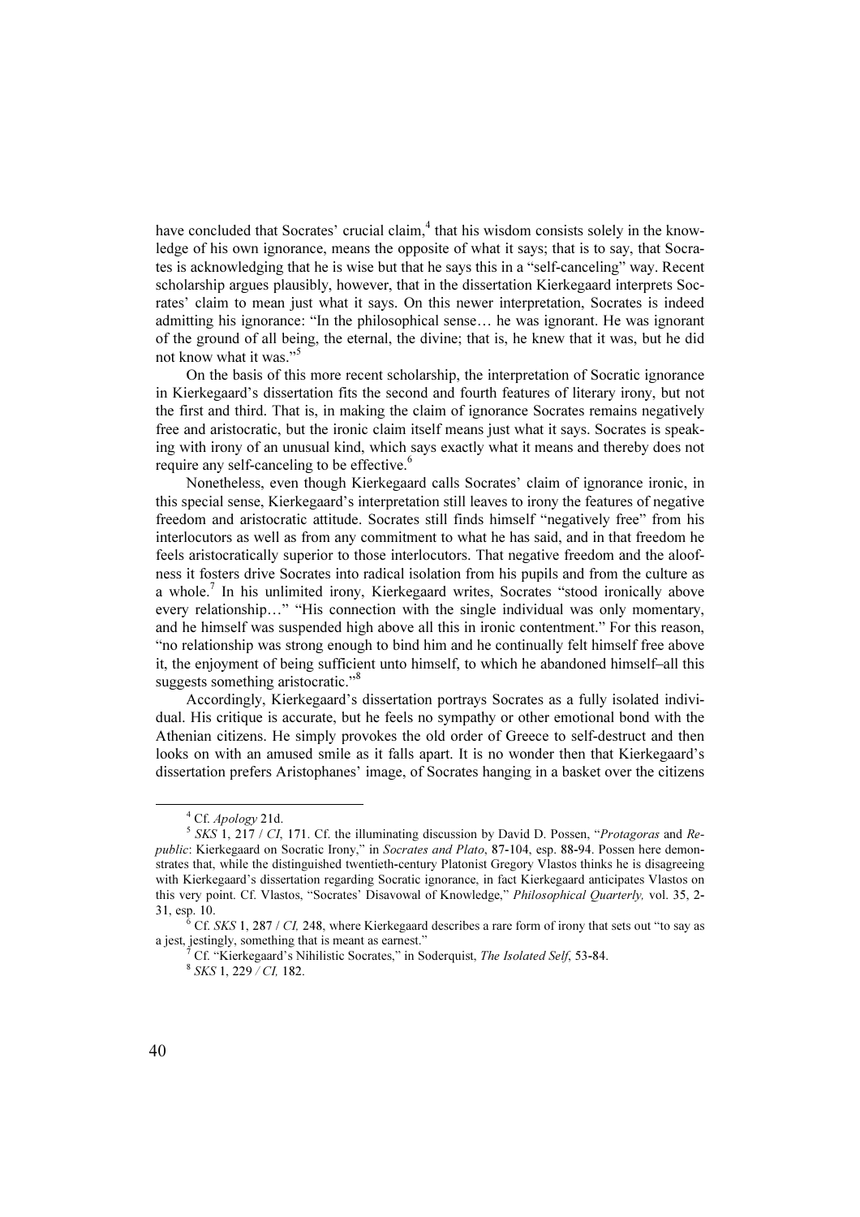have concluded that Socrates' crucial claim,[4] that his wisdom consists solely in the knowledge of his own ignorance, means the opposite of what it says; that is to say, that Socrates is acknowledging that he is wise but that he says this in a "self-canceling" way. Recent scholarship argues plausibly, however, that in the dissertation Kierkegaard interprets Socrates' claim to mean just what it says. On this newer interpretation, Socrates is indeed admitting his ignorance: "In the philosophical sense… he was ignorant. He was ignorant of the ground of all being, the eternal, the divine; that is, he knew that it was, but he did not know what it was."[5]

On the basis of this more recent scholarship, the interpretation of Socratic ignorance in Kierkegaard's dissertation fits the second and fourth features of literary irony, but not the first and third. That is, in making the claim of ignorance Socrates remains negatively free and aristocratic, but the ironic claim itself means just what it says. Socrates is speaking with irony of an unusual kind, which says exactly what it means and thereby does not require any self-canceling to be effective.[6]

Nonetheless, even though Kierkegaard calls Socrates' claim of ignorance ironic, in this special sense, Kierkegaard's interpretation still leaves to irony the features of negative freedom and aristocratic attitude. Socrates still finds himself "negatively free" from his interlocutors as well as from any commitment to what he has said, and in that freedom he feels aristocratically superior to those interlocutors. That negative freedom and the aloofness it fosters drive Socrates into radical isolation from his pupils and from the culture as a whole.[7] In his unlimited irony, Kierkegaard writes, Socrates "stood ironically above every relationship…" "His connection with the single individual was only momentary, and he himself was suspended high above all this in ironic contentment." For this reason, "no relationship was strong enough to bind him and he continually felt himself free above it, the enjoyment of being sufficient unto himself, to which he abandoned himself–all this suggests something aristocratic."[8]

Accordingly, Kierkegaard's dissertation portrays Socrates as a fully isolated individual. His critique is accurate, but he feels no sympathy or other emotional bond with the Athenian citizens. He simply provokes the old order of Greece to self-destruct and then looks on with an amused smile as it falls apart. It is no wonder then that Kierkegaard's dissertation prefers Aristophanes' image, of Socrates hanging in a basket over the citizens

---

[4] Cf. *Apology* 21d.

[5] *SKS* 1, 217 / *CI*, 171. Cf. the illuminating discussion by David D. Possen, "*Protagoras* and *Republic*: Kierkegaard on Socratic Irony," in *Socrates and Plato*, 87-104, esp. 88-94. Possen here demonstrates that, while the distinguished twentieth-century Platonist Gregory Vlastos thinks he is disagreeing with Kierkegaard's dissertation regarding Socratic ignorance, in fact Kierkegaard anticipates Vlastos on this very point. Cf. Vlastos, "Socrates' Disavowal of Knowledge," *Philosophical Quarterly,* vol. 35, 2-31, esp. 10.

[6] Cf. *SKS* 1, 287 / *CI,* 248, where Kierkegaard describes a rare form of irony that sets out "to say as a jest, jestingly, something that is meant as earnest."

[7] Cf. "Kierkegaard's Nihilistic Socrates," in Soderquist, *The Isolated Self*, 53-84.

[8] *SKS* 1, 229 / *CI,* 182.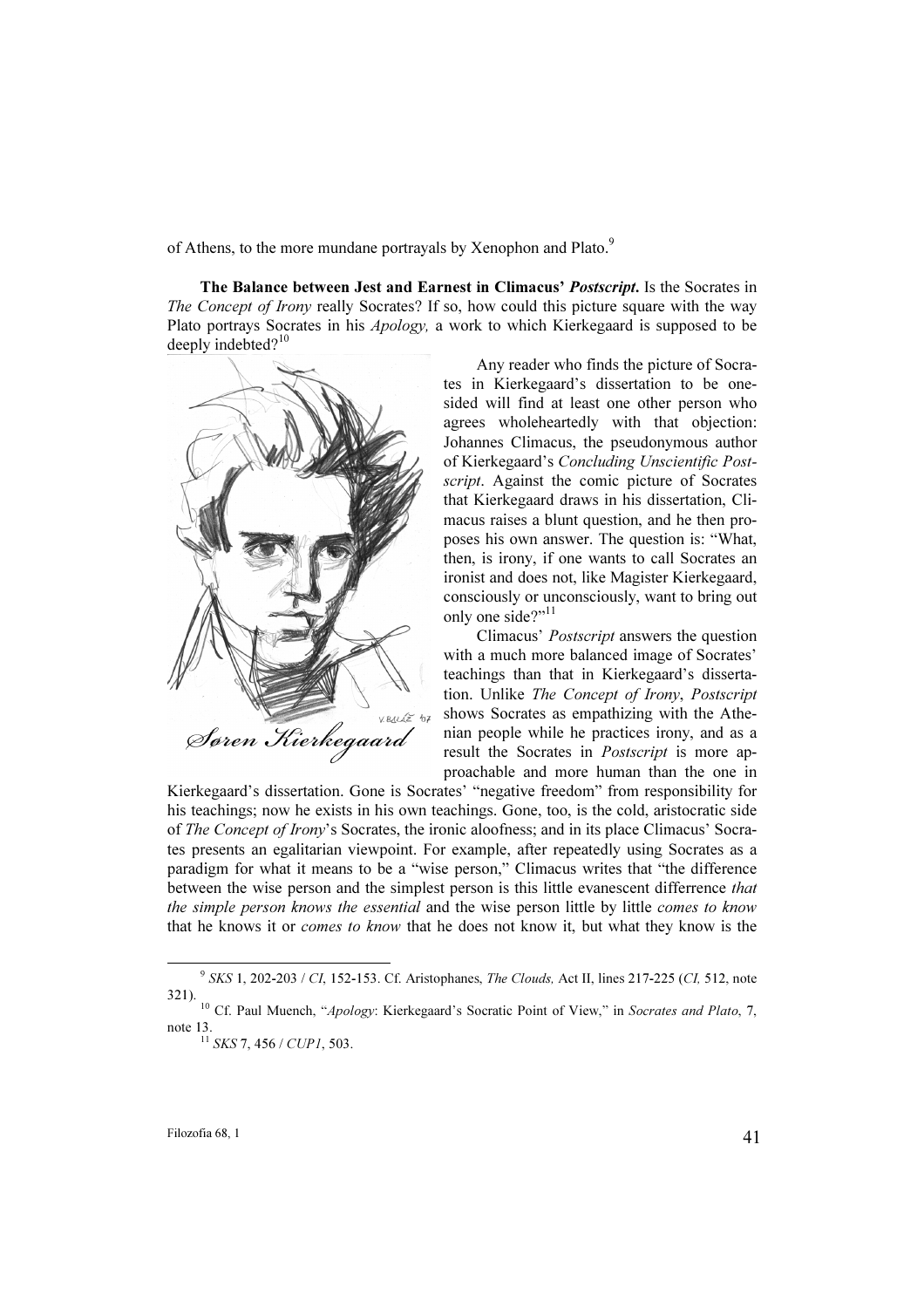of Athens, to the more mundane portrayals by Xenophon and Plato.[9]

**The Balance between Jest and Earnest in Climacus' *Postscript*.** Is the Socrates in *The Concept of Irony* really Socrates? If so, how could this picture square with the way Plato portrays Socrates in his *Apology,* a work to which Kierkegaard is supposed to be deeply indebted?[10]

Any reader who finds the picture of Socrates in Kierkegaard's dissertation to be one-sided will find at least one other person who agrees wholeheartedly with that objection: Johannes Climacus, the pseudonymous author of Kierkegaard's *Concluding Unscientific Postscript*. Against the comic picture of Socrates that Kierkegaard draws in his dissertation, Climacus raises a blunt question, and he then proposes his own answer. The question is: "What, then, is irony, if one wants to call Socrates an ironist and does not, like Magister Kierkegaard, consciously or unconsciously, want to bring out only one side?"[11]

Climacus' *Postscript* answers the question with a much more balanced image of Socrates' teachings than that in Kierkegaard's dissertation. Unlike *The Concept of Irony*, *Postscript* shows Socrates as empathizing with the Athenian people while he practices irony, and as a result the Socrates in *Postscript* is more approachable and more human than the one in Kierkegaard's dissertation. Gone is Socrates' "negative freedom" from responsibility for his teachings; now he exists in his own teachings. Gone, too, is the cold, aristocratic side of *The Concept of Irony*'s Socrates, the ironic aloofness; and in its place Climacus' Socrates presents an egalitarian viewpoint. For example, after repeatedly using Socrates as a paradigm for what it means to be a "wise person," Climacus writes that "the difference between the wise person and the simplest person is this little evanescent differrence *that the simple person knows the essential* and the wise person little by little *comes to know* that he knows it or *comes to know* that he does not know it, but what they know is the

---

[9] *SKS* 1, 202-203 / *CI*, 152-153. Cf. Aristophanes, *The Clouds,* Act II, lines 217-225 (*CI,* 512, note 321).

[10] Cf. Paul Muench, "*Apology*: Kierkegaard's Socratic Point of View," in *Socrates and Plato*, 7, note 13.

[11] *SKS* 7, 456 / *CUP1*, 503.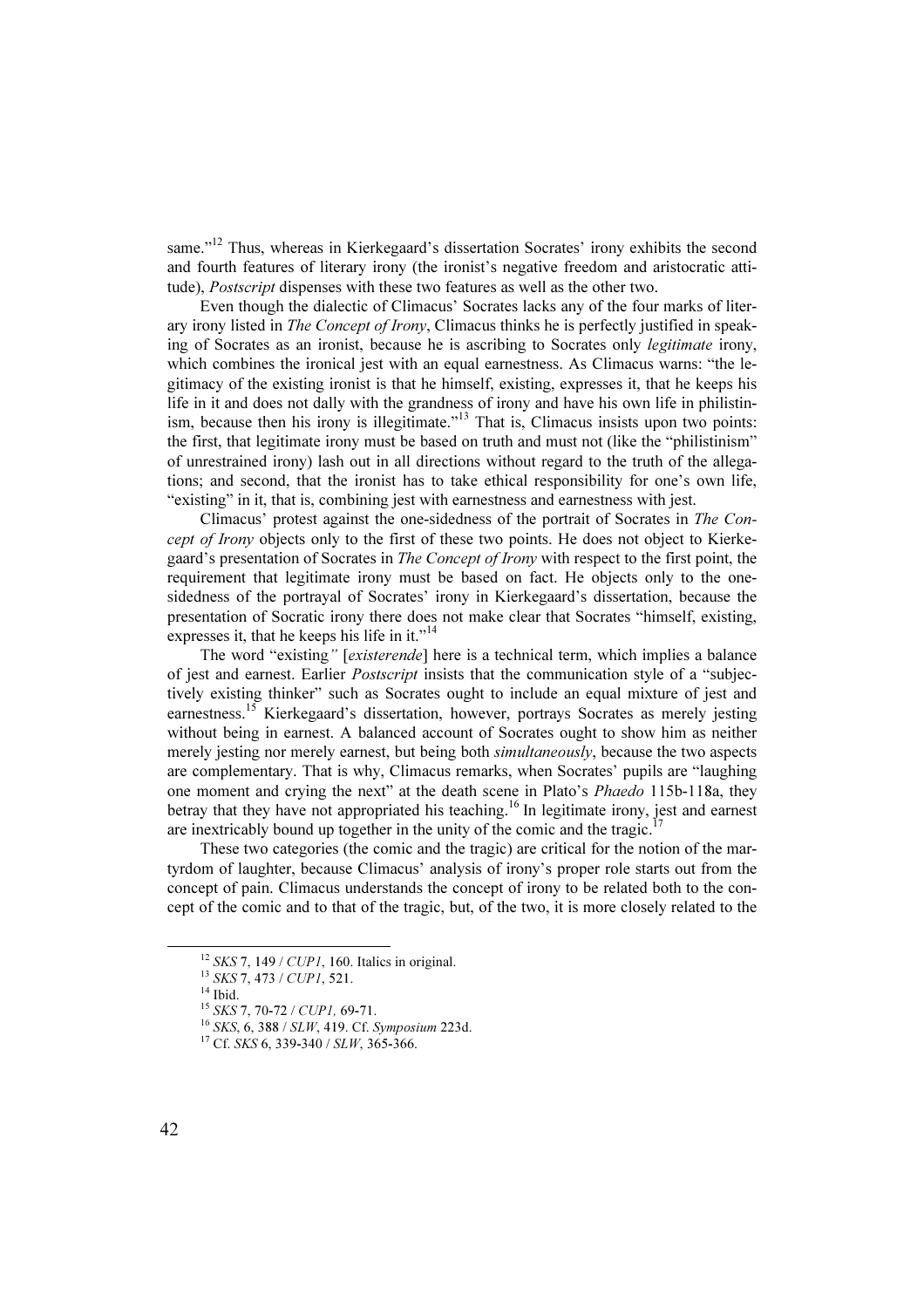same."[12] Thus, whereas in Kierkegaard's dissertation Socrates' irony exhibits the second and fourth features of literary irony (the ironist's negative freedom and aristocratic attitude), *Postscript* dispenses with these two features as well as the other two.

Even though the dialectic of Climacus' Socrates lacks any of the four marks of literary irony listed in *The Concept of Irony*, Climacus thinks he is perfectly justified in speaking of Socrates as an ironist, because he is ascribing to Socrates only *legitimate* irony, which combines the ironical jest with an equal earnestness. As Climacus warns: "the legitimacy of the existing ironist is that he himself, existing, expresses it, that he keeps his life in it and does not dally with the grandness of irony and have his own life in philistinism, because then his irony is illegitimate."[13] That is, Climacus insists upon two points: the first, that legitimate irony must be based on truth and must not (like the "philistinism" of unrestrained irony) lash out in all directions without regard to the truth of the allegations; and second, that the ironist has to take ethical responsibility for one's own life, "existing" in it, that is, combining jest with earnestness and earnestness with jest.

Climacus' protest against the one-sidedness of the portrait of Socrates in *The Concept of Irony* objects only to the first of these two points. He does not object to Kierkegaard's presentation of Socrates in *The Concept of Irony* with respect to the first point, the requirement that legitimate irony must be based on fact. He objects only to the one-sidedness of the portrayal of Socrates' irony in Kierkegaard's dissertation, because the presentation of Socratic irony there does not make clear that Socrates "himself, existing, expresses it, that he keeps his life in it."[14]

The word "existing*"* [*existerende*] here is a technical term, which implies a balance of jest and earnest. Earlier *Postscript* insists that the communication style of a "subjectively existing thinker" such as Socrates ought to include an equal mixture of jest and earnestness.[15] Kierkegaard's dissertation, however, portrays Socrates as merely jesting without being in earnest. A balanced account of Socrates ought to show him as neither merely jesting nor merely earnest, but being both *simultaneously*, because the two aspects are complementary. That is why, Climacus remarks, when Socrates' pupils are "laughing one moment and crying the next" at the death scene in Plato's *Phaedo* 115b-118a, they betray that they have not appropriated his teaching.[16] In legitimate irony, jest and earnest are inextricably bound up together in the unity of the comic and the tragic.[17]

These two categories (the comic and the tragic) are critical for the notion of the martyrdom of laughter, because Climacus' analysis of irony's proper role starts out from the concept of pain. Climacus understands the concept of irony to be related both to the concept of the comic and to that of the tragic, but, of the two, it is more closely related to the

---

[12] *SKS* 7, 149 / *CUP1*, 160. Italics in original.
[13] *SKS* 7, 473 / *CUP1*, 521.
[14] Ibid.
[15] *SKS* 7, 70-72 / *CUP1,* 69-71.
[16] *SKS*, 6, 388 / *SLW*, 419. Cf. *Symposium* 223d.
[17] Cf. *SKS* 6, 339-340 / *SLW*, 365-366.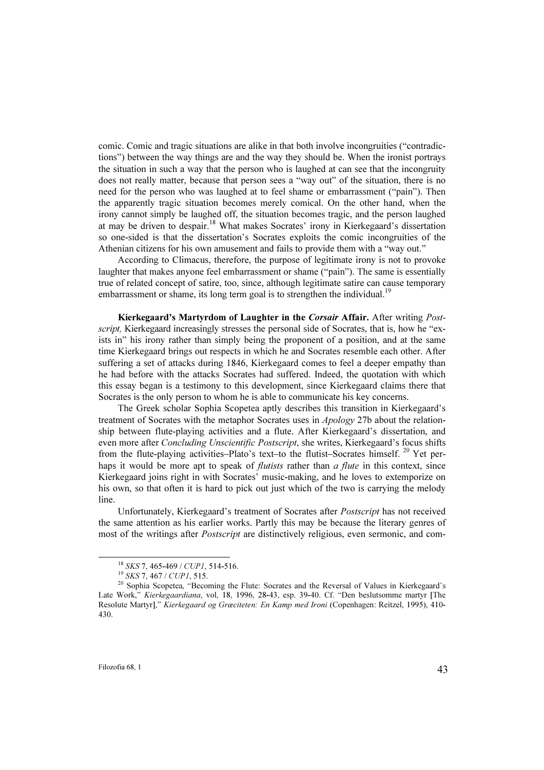comic. Comic and tragic situations are alike in that both involve incongruities ("contradictions") between the way things are and the way they should be. When the ironist portrays the situation in such a way that the person who is laughed at can see that the incongruity does not really matter, because that person sees a "way out" of the situation, there is no need for the person who was laughed at to feel shame or embarrassment ("pain"). Then the apparently tragic situation becomes merely comical. On the other hand, when the irony cannot simply be laughed off, the situation becomes tragic, and the person laughed at may be driven to despair.[18] What makes Socrates' irony in Kierkegaard's dissertation so one-sided is that the dissertation's Socrates exploits the comic incongruities of the Athenian citizens for his own amusement and fails to provide them with a "way out."

According to Climacus, therefore, the purpose of legitimate irony is not to provoke laughter that makes anyone feel embarrassment or shame ("pain"). The same is essentially true of related concept of satire, too, since, although legitimate satire can cause temporary embarrassment or shame, its long term goal is to strengthen the individual.[19]

**Kierkegaard's Martyrdom of Laughter in the *Corsair* Affair.** After writing *Postscript,* Kierkegaard increasingly stresses the personal side of Socrates, that is, how he "exists in" his irony rather than simply being the proponent of a position, and at the same time Kierkegaard brings out respects in which he and Socrates resemble each other. After suffering a set of attacks during 1846, Kierkegaard comes to feel a deeper empathy than he had before with the attacks Socrates had suffered. Indeed, the quotation with which this essay began is a testimony to this development, since Kierkegaard claims there that Socrates is the only person to whom he is able to communicate his key concerns.

The Greek scholar Sophia Scopetea aptly describes this transition in Kierkegaard's treatment of Socrates with the metaphor Socrates uses in *Apology* 27b about the relationship between flute-playing activities and a flute. After Kierkegaard's dissertation, and even more after *Concluding Unscientific Postscript*, she writes, Kierkegaard's focus shifts from the flute-playing activities–Plato's text–to the flutist–Socrates himself.[20] Yet perhaps it would be more apt to speak of *flutists* rather than *a flute* in this context, since Kierkegaard joins right in with Socrates' music-making, and he loves to extemporize on his own, so that often it is hard to pick out just which of the two is carrying the melody line.

Unfortunately, Kierkegaard's treatment of Socrates after *Postscript* has not received the same attention as his earlier works. Partly this may be because the literary genres of most of the writings after *Postscript* are distinctively religious, even sermonic, and com-

---

[18] *SKS* 7, 465-469 / *CUP1*, 514-516.

[19] *SKS* 7, 467 / *CUP1*, 515.

[20] Sophia Scopetea, "Becoming the Flute: Socrates and the Reversal of Values in Kierkegaard's Late Work," *Kierkegaardiana*, vol, 18, 1996, 28-43, esp. 39-40. Cf. "Den beslutsomme martyr [The Resolute Martyr]," *Kierkegaard og Græciteten: En Kamp med Ironi* (Copenhagen: Reitzel, 1995), 410-430.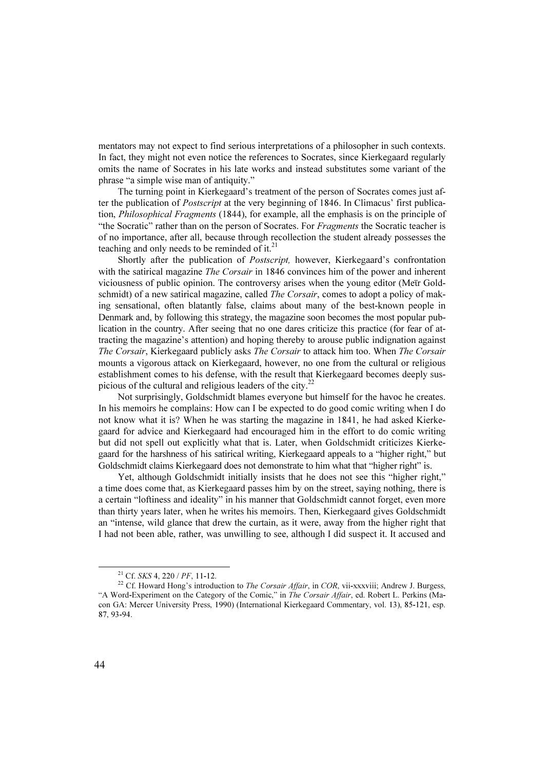mentators may not expect to find serious interpretations of a philosopher in such contexts. In fact, they might not even notice the references to Socrates, since Kierkegaard regularly omits the name of Socrates in his late works and instead substitutes some variant of the phrase "a simple wise man of antiquity."

The turning point in Kierkegaard's treatment of the person of Socrates comes just after the publication of *Postscript* at the very beginning of 1846. In Climacus' first publication, *Philosophical Fragments* (1844), for example, all the emphasis is on the principle of "the Socratic" rather than on the person of Socrates. For *Fragments* the Socratic teacher is of no importance, after all, because through recollection the student already possesses the teaching and only needs to be reminded of it.[21]

Shortly after the publication of *Postscript,* however, Kierkegaard's confrontation with the satirical magazine *The Corsair* in 1846 convinces him of the power and inherent viciousness of public opinion. The controversy arises when the young editor (Meïr Goldschmidt) of a new satirical magazine, called *The Corsair*, comes to adopt a policy of making sensational, often blatantly false, claims about many of the best-known people in Denmark and, by following this strategy, the magazine soon becomes the most popular publication in the country. After seeing that no one dares criticize this practice (for fear of attracting the magazine's attention) and hoping thereby to arouse public indignation against *The Corsair*, Kierkegaard publicly asks *The Corsair* to attack him too. When *The Corsair* mounts a vigorous attack on Kierkegaard, however, no one from the cultural or religious establishment comes to his defense, with the result that Kierkegaard becomes deeply suspicious of the cultural and religious leaders of the city.[22]

Not surprisingly, Goldschmidt blames everyone but himself for the havoc he creates. In his memoirs he complains: How can I be expected to do good comic writing when I do not know what it is? When he was starting the magazine in 1841, he had asked Kierkegaard for advice and Kierkegaard had encouraged him in the effort to do comic writing but did not spell out explicitly what that is. Later, when Goldschmidt criticizes Kierkegaard for the harshness of his satirical writing, Kierkegaard appeals to a "higher right," but Goldschmidt claims Kierkegaard does not demonstrate to him what that "higher right" is.

Yet, although Goldschmidt initially insists that he does not see this "higher right," a time does come that, as Kierkegaard passes him by on the street, saying nothing, there is a certain "loftiness and ideality" in his manner that Goldschmidt cannot forget, even more than thirty years later, when he writes his memoirs. Then, Kierkegaard gives Goldschmidt an "intense, wild glance that drew the curtain, as it were, away from the higher right that I had not been able, rather, was unwilling to see, although I did suspect it. It accused and

---

[21] Cf. *SKS* 4, 220 / *PF*, 11-12.

[22] Cf. Howard Hong's introduction to *The Corsair Affair*, in *COR*, vii-xxxviii; Andrew J. Burgess, "A Word-Experiment on the Category of the Comic," in *The Corsair Affair*, ed. Robert L. Perkins (Macon GA: Mercer University Press, 1990) (International Kierkegaard Commentary, vol. 13), 85-121, esp. 87, 93-94.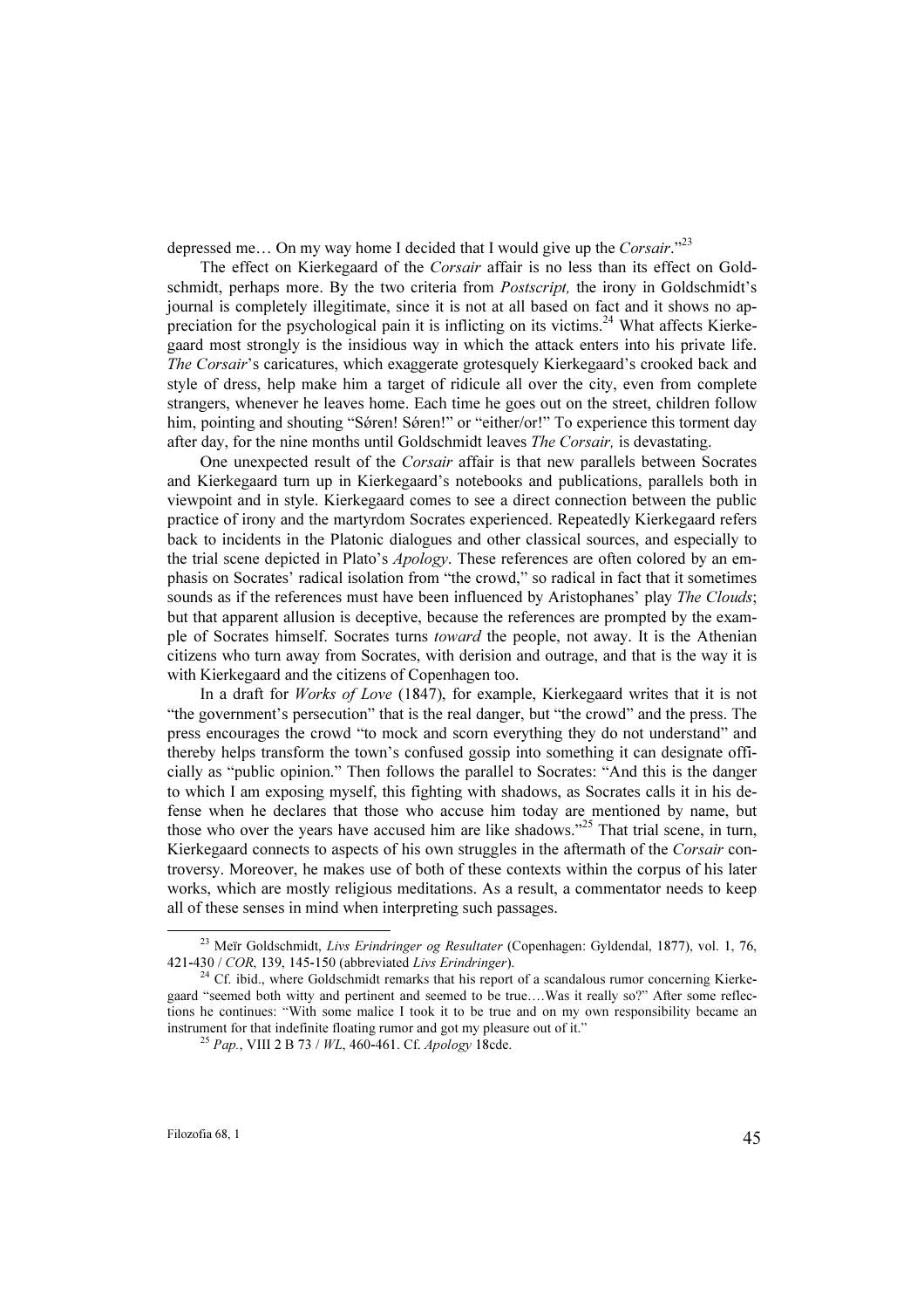depressed me… On my way home I decided that I would give up the *Corsair*."[23]

The effect on Kierkegaard of the *Corsair* affair is no less than its effect on Goldschmidt, perhaps more. By the two criteria from *Postscript,* the irony in Goldschmidt's journal is completely illegitimate, since it is not at all based on fact and it shows no appreciation for the psychological pain it is inflicting on its victims.[24] What affects Kierkegaard most strongly is the insidious way in which the attack enters into his private life. *The Corsair*'s caricatures, which exaggerate grotesquely Kierkegaard's crooked back and style of dress, help make him a target of ridicule all over the city, even from complete strangers, whenever he leaves home. Each time he goes out on the street, children follow him, pointing and shouting "Søren! Søren!" or "either/or!" To experience this torment day after day, for the nine months until Goldschmidt leaves *The Corsair,* is devastating.

One unexpected result of the *Corsair* affair is that new parallels between Socrates and Kierkegaard turn up in Kierkegaard's notebooks and publications, parallels both in viewpoint and in style. Kierkegaard comes to see a direct connection between the public practice of irony and the martyrdom Socrates experienced. Repeatedly Kierkegaard refers back to incidents in the Platonic dialogues and other classical sources, and especially to the trial scene depicted in Plato's *Apology*. These references are often colored by an emphasis on Socrates' radical isolation from "the crowd," so radical in fact that it sometimes sounds as if the references must have been influenced by Aristophanes' play *The Clouds*; but that apparent allusion is deceptive, because the references are prompted by the example of Socrates himself. Socrates turns *toward* the people, not away. It is the Athenian citizens who turn away from Socrates, with derision and outrage, and that is the way it is with Kierkegaard and the citizens of Copenhagen too.

In a draft for *Works of Love* (1847), for example, Kierkegaard writes that it is not "the government's persecution" that is the real danger, but "the crowd" and the press. The press encourages the crowd "to mock and scorn everything they do not understand" and thereby helps transform the town's confused gossip into something it can designate officially as "public opinion." Then follows the parallel to Socrates: "And this is the danger to which I am exposing myself, this fighting with shadows, as Socrates calls it in his defense when he declares that those who accuse him today are mentioned by name, but those who over the years have accused him are like shadows."[25] That trial scene, in turn, Kierkegaard connects to aspects of his own struggles in the aftermath of the *Corsair* controversy. Moreover, he makes use of both of these contexts within the corpus of his later works, which are mostly religious meditations. As a result, a commentator needs to keep all of these senses in mind when interpreting such passages.

---

[23] Meïr Goldschmidt, *Livs Erindringer og Resultater* (Copenhagen: Gyldendal, 1877), vol. 1, 76, 421-430 / *COR*, 139, 145-150 (abbreviated *Livs Erindringer*).

[24] Cf. ibid., where Goldschmidt remarks that his report of a scandalous rumor concerning Kierkegaard "seemed both witty and pertinent and seemed to be true….Was it really so?" After some reflections he continues: "With some malice I took it to be true and on my own responsibility became an instrument for that indefinite floating rumor and got my pleasure out of it."

[25] *Pap.*, VIII 2 B 73 / *WL*, 460-461. Cf. *Apology* 18cde.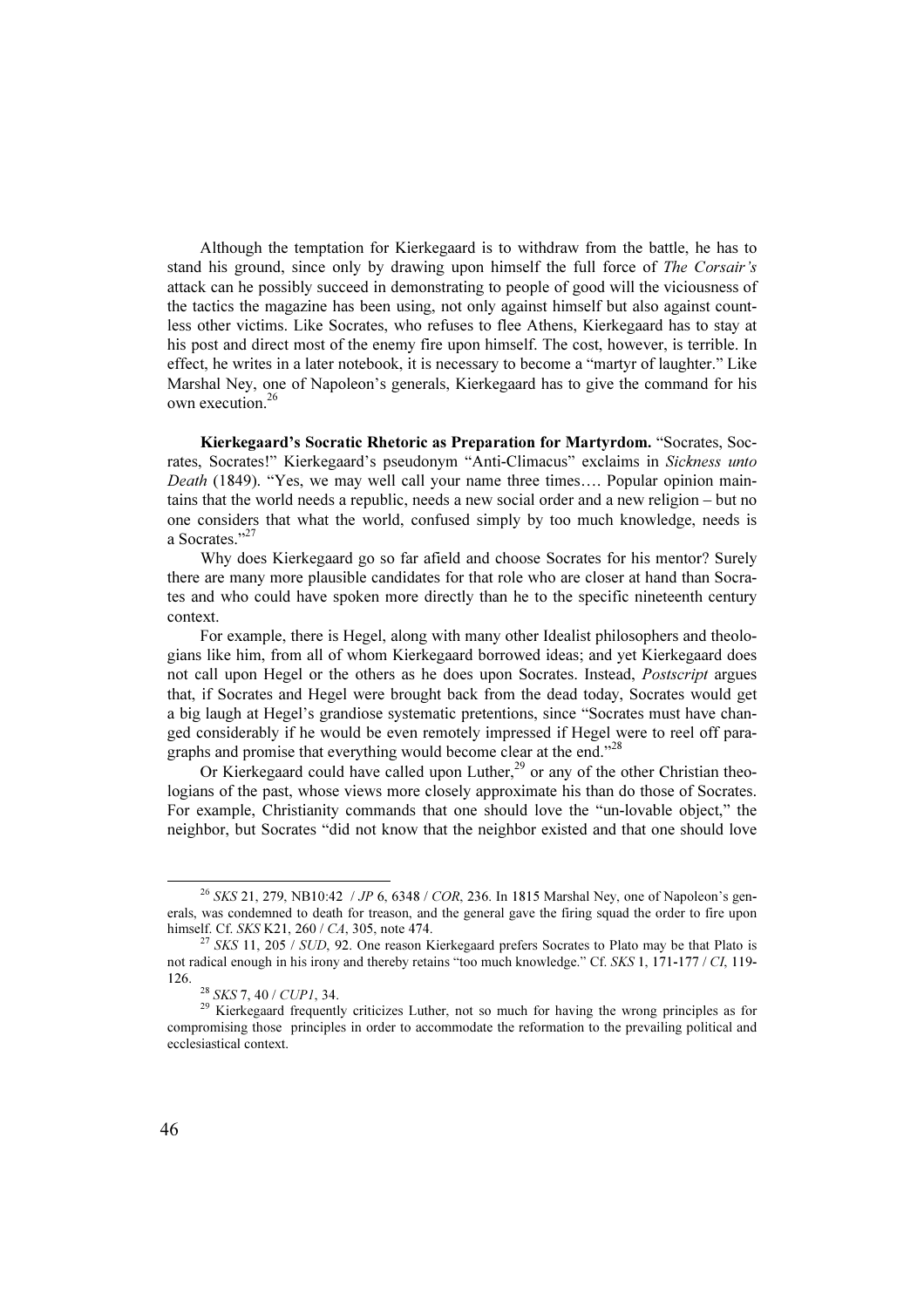Although the temptation for Kierkegaard is to withdraw from the battle, he has to stand his ground, since only by drawing upon himself the full force of *The Corsair's* attack can he possibly succeed in demonstrating to people of good will the viciousness of the tactics the magazine has been using, not only against himself but also against countless other victims. Like Socrates, who refuses to flee Athens, Kierkegaard has to stay at his post and direct most of the enemy fire upon himself. The cost, however, is terrible. In effect, he writes in a later notebook, it is necessary to become a "martyr of laughter." Like Marshal Ney, one of Napoleon's generals, Kierkegaard has to give the command for his own execution.[26]

**Kierkegaard's Socratic Rhetoric as Preparation for Martyrdom.** "Socrates, Socrates, Socrates!" Kierkegaard's pseudonym "Anti-Climacus" exclaims in *Sickness unto Death* (1849). "Yes, we may well call your name three times…. Popular opinion maintains that the world needs a republic, needs a new social order and a new religion – but no one considers that what the world, confused simply by too much knowledge, needs is a Socrates."[27]

Why does Kierkegaard go so far afield and choose Socrates for his mentor? Surely there are many more plausible candidates for that role who are closer at hand than Socrates and who could have spoken more directly than he to the specific nineteenth century context.

For example, there is Hegel, along with many other Idealist philosophers and theologians like him, from all of whom Kierkegaard borrowed ideas; and yet Kierkegaard does not call upon Hegel or the others as he does upon Socrates. Instead, *Postscript* argues that, if Socrates and Hegel were brought back from the dead today, Socrates would get a big laugh at Hegel's grandiose systematic pretentions, since "Socrates must have changed considerably if he would be even remotely impressed if Hegel were to reel off paragraphs and promise that everything would become clear at the end."[28]

Or Kierkegaard could have called upon Luther,[29] or any of the other Christian theologians of the past, whose views more closely approximate his than do those of Socrates. For example, Christianity commands that one should love the "un-lovable object," the neighbor, but Socrates "did not know that the neighbor existed and that one should love

---

[26] *SKS* 21, 279, NB10:42 / *JP* 6, 6348 / *COR*, 236. In 1815 Marshal Ney, one of Napoleon's generals, was condemned to death for treason, and the general gave the firing squad the order to fire upon himself. Cf. *SKS* K21, 260 / *CA*, 305, note 474.

[27] *SKS* 11, 205 / *SUD*, 92. One reason Kierkegaard prefers Socrates to Plato may be that Plato is not radical enough in his irony and thereby retains "too much knowledge." Cf. *SKS* 1, 171-177 / *CI*, 119-126.

[28] *SKS* 7, 40 / *CUP1*, 34.

[29] Kierkegaard frequently criticizes Luther, not so much for having the wrong principles as for compromising those principles in order to accommodate the reformation to the prevailing political and ecclesiastical context.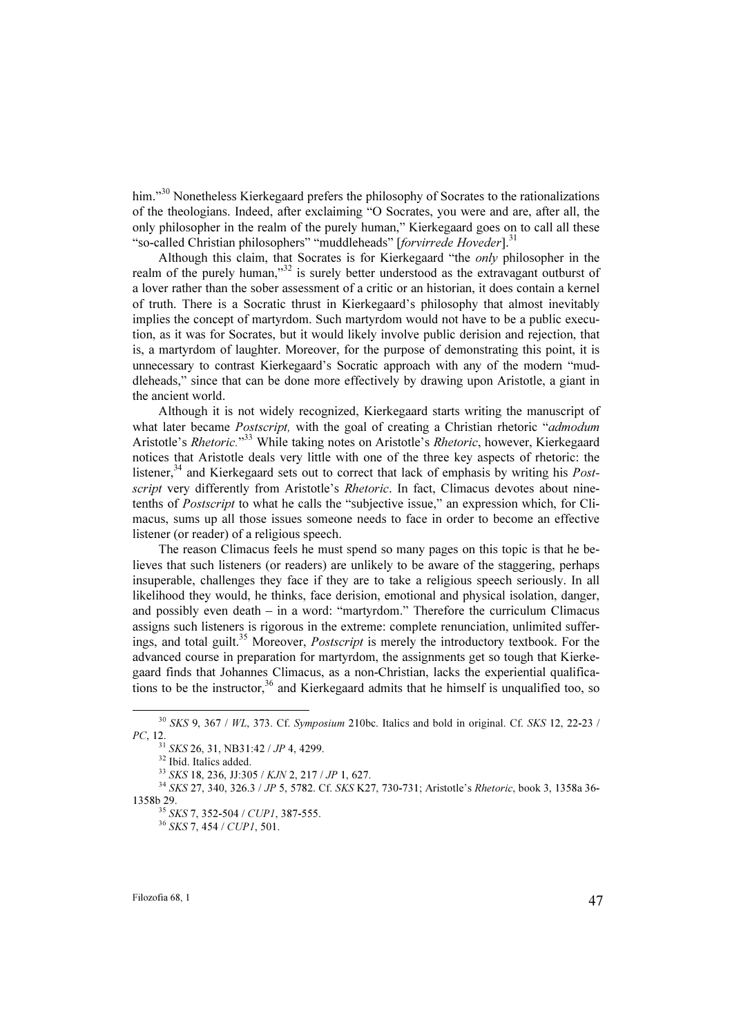him."[30] Nonetheless Kierkegaard prefers the philosophy of Socrates to the rationalizations of the theologians. Indeed, after exclaiming "O Socrates, you were and are, after all, the only philosopher in the realm of the purely human," Kierkegaard goes on to call all these "so-called Christian philosophers" "muddleheads" [*forvirrede Hoveder*].[31]

Although this claim, that Socrates is for Kierkegaard "the *only* philosopher in the realm of the purely human,"[32] is surely better understood as the extravagant outburst of a lover rather than the sober assessment of a critic or an historian, it does contain a kernel of truth. There is a Socratic thrust in Kierkegaard's philosophy that almost inevitably implies the concept of martyrdom. Such martyrdom would not have to be a public execution, as it was for Socrates, but it would likely involve public derision and rejection, that is, a martyrdom of laughter. Moreover, for the purpose of demonstrating this point, it is unnecessary to contrast Kierkegaard's Socratic approach with any of the modern "muddleheads," since that can be done more effectively by drawing upon Aristotle, a giant in the ancient world.

Although it is not widely recognized, Kierkegaard starts writing the manuscript of what later became *Postscript,* with the goal of creating a Christian rhetoric "*admodum* Aristotle's *Rhetoric.*"[33] While taking notes on Aristotle's *Rhetoric*, however, Kierkegaard notices that Aristotle deals very little with one of the three key aspects of rhetoric: the listener,[34] and Kierkegaard sets out to correct that lack of emphasis by writing his *Postscript* very differently from Aristotle's *Rhetoric*. In fact, Climacus devotes about nine-tenths of *Postscript* to what he calls the "subjective issue," an expression which, for Climacus, sums up all those issues someone needs to face in order to become an effective listener (or reader) of a religious speech.

The reason Climacus feels he must spend so many pages on this topic is that he believes that such listeners (or readers) are unlikely to be aware of the staggering, perhaps insuperable, challenges they face if they are to take a religious speech seriously. In all likelihood they would, he thinks, face derision, emotional and physical isolation, danger, and possibly even death – in a word: "martyrdom." Therefore the curriculum Climacus assigns such listeners is rigorous in the extreme: complete renunciation, unlimited sufferings, and total guilt.[35] Moreover, *Postscript* is merely the introductory textbook. For the advanced course in preparation for martyrdom, the assignments get so tough that Kierkegaard finds that Johannes Climacus, as a non-Christian, lacks the experiential qualifications to be the instructor,[36] and Kierkegaard admits that he himself is unqualified too, so

---

[30] *SKS* 9, 367 / *WL*, 373. Cf. *Symposium* 210bc. Italics and bold in original. Cf. *SKS* 12, 22-23 / *PC*, 12.

[31] *SKS* 26, 31, NB31:42 / *JP* 4, 4299.

[32] Ibid. Italics added.

[33] *SKS* 18, 236, JJ:305 / *KJN* 2, 217 / *JP* 1, 627.

[34] *SKS* 27, 340, 326.3 / *JP* 5, 5782. Cf. *SKS* K27, 730-731; Aristotle's *Rhetoric*, book 3, 1358a 36-1358b 29.

[35] *SKS* 7, 352-504 / *CUP1*, 387-555.

[36] *SKS* 7, 454 / *CUP1*, 501.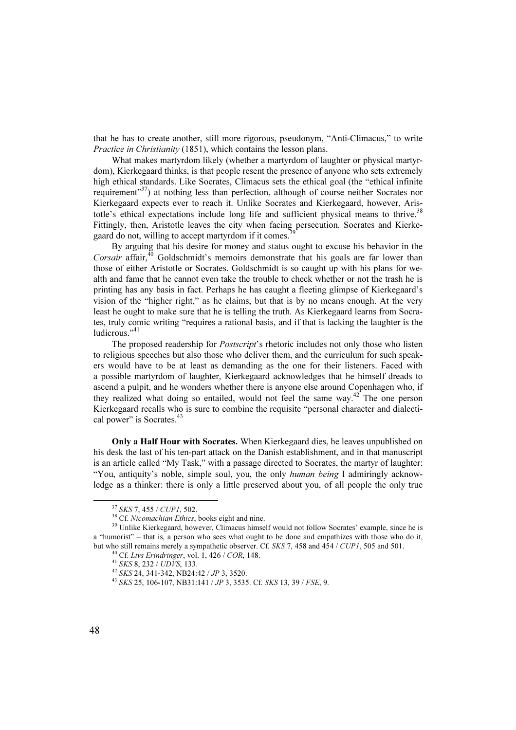that he has to create another, still more rigorous, pseudonym, "Anti-Climacus," to write *Practice in Christianity* (1851), which contains the lesson plans.

What makes martyrdom likely (whether a martyrdom of laughter or physical martyrdom), Kierkegaard thinks, is that people resent the presence of anyone who sets extremely high ethical standards. Like Socrates, Climacus sets the ethical goal (the "ethical infinite requirement"[37]) at nothing less than perfection, although of course neither Socrates nor Kierkegaard expects ever to reach it. Unlike Socrates and Kierkegaard, however, Aristotle's ethical expectations include long life and sufficient physical means to thrive.[38] Fittingly, then, Aristotle leaves the city when facing persecution. Socrates and Kierkegaard do not, willing to accept martyrdom if it comes.[39]

By arguing that his desire for money and status ought to excuse his behavior in the *Corsair* affair,[40] Goldschmidt's memoirs demonstrate that his goals are far lower than those of either Aristotle or Socrates. Goldschmidt is so caught up with his plans for wealth and fame that he cannot even take the trouble to check whether or not the trash he is printing has any basis in fact. Perhaps he has caught a fleeting glimpse of Kierkegaard's vision of the "higher right," as he claims, but that is by no means enough. At the very least he ought to make sure that he is telling the truth. As Kierkegaard learns from Socrates, truly comic writing "requires a rational basis, and if that is lacking the laughter is the ludicrous."[41]

The proposed readership for *Postscript*'s rhetoric includes not only those who listen to religious speeches but also those who deliver them, and the curriculum for such speakers would have to be at least as demanding as the one for their listeners. Faced with a possible martyrdom of laughter, Kierkegaard acknowledges that he himself dreads to ascend a pulpit, and he wonders whether there is anyone else around Copenhagen who, if they realized what doing so entailed, would not feel the same way.[42] The one person Kierkegaard recalls who is sure to combine the requisite "personal character and dialectical power" is Socrates.[43]

**Only a Half Hour with Socrates.** When Kierkegaard dies, he leaves unpublished on his desk the last of his ten-part attack on the Danish establishment, and in that manuscript is an article called "My Task," with a passage directed to Socrates, the martyr of laughter: "You, antiquity's noble, simple soul, you, the only *human being* I admiringly acknowledge as a thinker: there is only a little preserved about you, of all people the only true

---

[37] *SKS* 7, 455 / *CUP1*, 502.

[38] Cf. *Nicomachian Ethics*, books eight and nine.

[39] Unlike Kierkegaard, however, Climacus himself would not follow Socrates' example, since he is a "humorist" – that is, a person who sees what ought to be done and empathizes with those who do it, but who still remains merely a sympathetic observer. Cf. *SKS* 7, 458 and 454 / *CUP1*, 505 and 501.

[40] Cf. *Livs Erindringer*, vol. 1, 426 / *COR*, 148.

[41] *SKS* 8, 232 / *UDVS*, 133.

[42] *SKS* 24, 341-342, NB24:42 / *JP* 3, 3520.

[43] *SKS* 25, 106-107, NB31:141 / *JP* 3, 3535. Cf. *SKS* 13, 39 / *FSE*, 9.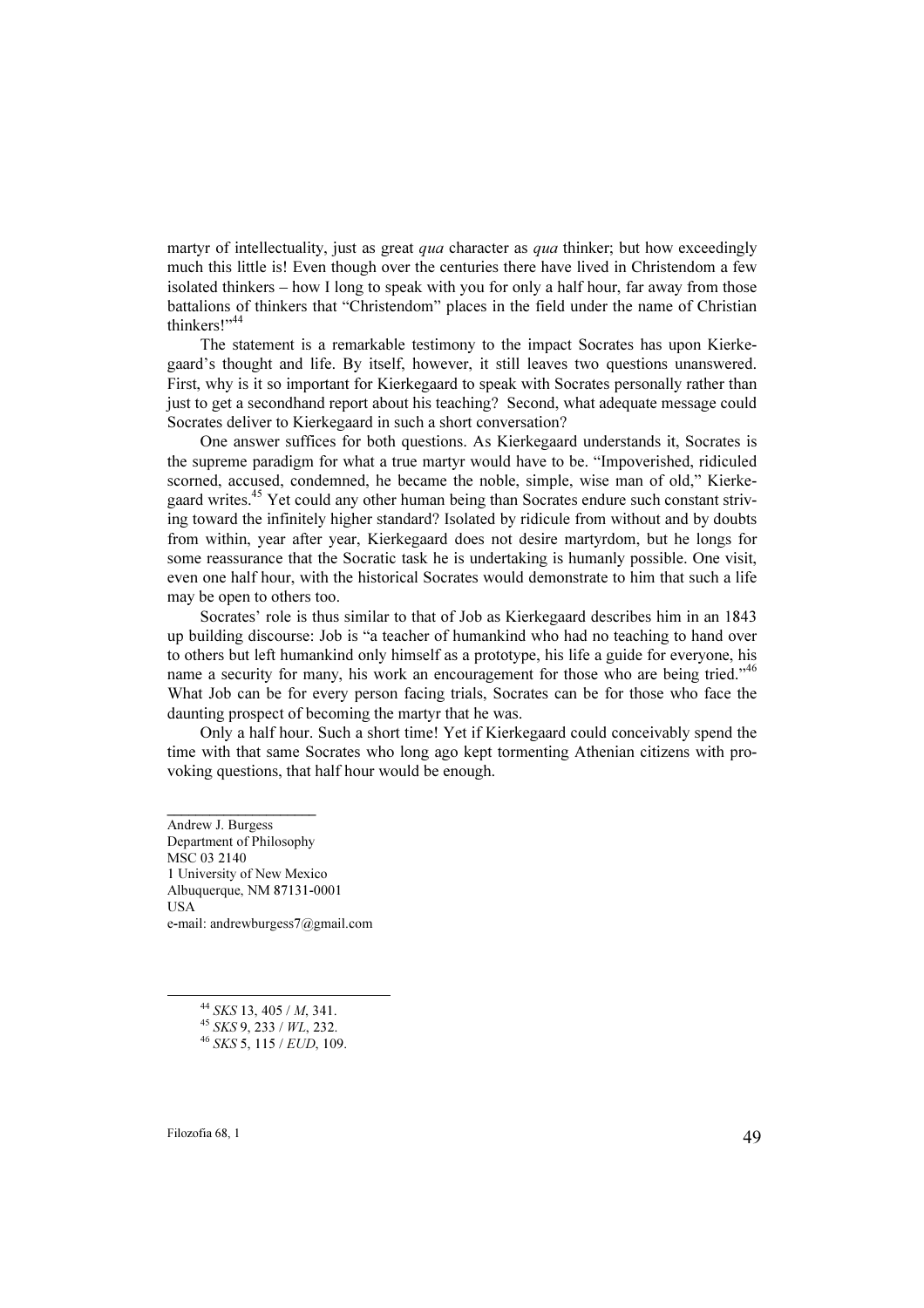martyr of intellectuality, just as great *qua* character as *qua* thinker; but how exceedingly much this little is! Even though over the centuries there have lived in Christendom a few isolated thinkers – how I long to speak with you for only a half hour, far away from those battalions of thinkers that "Christendom" places in the field under the name of Christian thinkers!"[44]

The statement is a remarkable testimony to the impact Socrates has upon Kierkegaard's thought and life. By itself, however, it still leaves two questions unanswered. First, why is it so important for Kierkegaard to speak with Socrates personally rather than just to get a secondhand report about his teaching? Second, what adequate message could Socrates deliver to Kierkegaard in such a short conversation?

One answer suffices for both questions. As Kierkegaard understands it, Socrates is the supreme paradigm for what a true martyr would have to be. "Impoverished, ridiculed scorned, accused, condemned, he became the noble, simple, wise man of old," Kierkegaard writes.[45] Yet could any other human being than Socrates endure such constant striving toward the infinitely higher standard? Isolated by ridicule from without and by doubts from within, year after year, Kierkegaard does not desire martyrdom, but he longs for some reassurance that the Socratic task he is undertaking is humanly possible. One visit, even one half hour, with the historical Socrates would demonstrate to him that such a life may be open to others too.

Socrates' role is thus similar to that of Job as Kierkegaard describes him in an 1843 up building discourse: Job is "a teacher of humankind who had no teaching to hand over to others but left humankind only himself as a prototype, his life a guide for everyone, his name a security for many, his work an encouragement for those who are being tried."[46] What Job can be for every person facing trials, Socrates can be for those who face the daunting prospect of becoming the martyr that he was.

Only a half hour. Such a short time! Yet if Kierkegaard could conceivably spend the time with that same Socrates who long ago kept tormenting Athenian citizens with provoking questions, that half hour would be enough.

---

Andrew J. Burgess
Department of Philosophy
MSC 03 2140
1 University of New Mexico
Albuquerque, NM 87131-0001
USA
e-mail: andrewburgess7@gmail.com

---

[44] *SKS* 13, 405 / *M*, 341.

[45] *SKS* 9, 233 / *WL*, 232.

[46] *SKS* 5, 115 / *EUD*, 109.